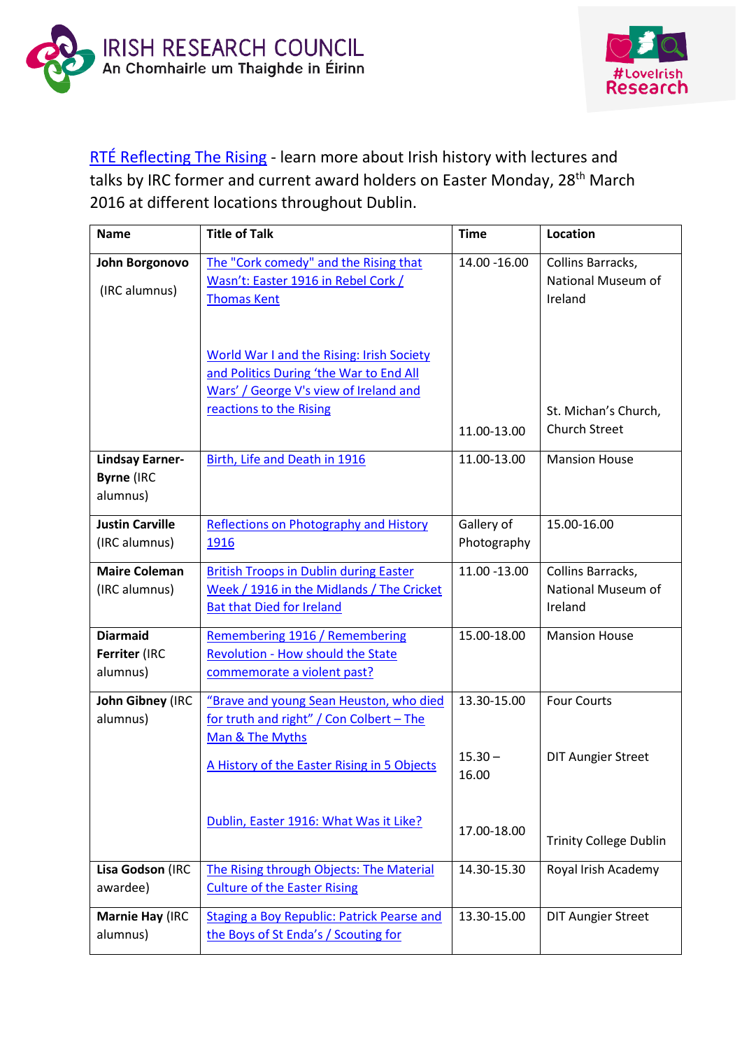IRISH RESEARCH COUNCIL
An Chomhairle um Thaighde in Éirinn

#LoveIrish Research

RTÉ Reflecting The Rising - learn more about Irish history with lectures and talks by IRC former and current award holders on Easter Monday, 28th March 2016 at different locations throughout Dublin.

| Name | Title of Talk | Time | Location |
|---|---|---|---|
| **John Borgonovo** (IRC alumnus) | The "Cork comedy" and the Rising that Wasn't: Easter 1916 in Rebel Cork / Thomas Kent | 14.00 -16.00 | Collins Barracks, National Museum of Ireland |
| | World War I and the Rising: Irish Society and Politics During 'the War to End All Wars' / George V's view of Ireland and reactions to the Rising | 11.00-13.00 | St. Michan's Church, Church Street |
| **Lindsay Earner-Byrne** (IRC alumnus) | Birth, Life and Death in 1916 | 11.00-13.00 | Mansion House |
| **Justin Carville** (IRC alumnus) | Reflections on Photography and History 1916 | Gallery of Photography | 15.00-16.00 |
| **Maire Coleman** (IRC alumnus) | British Troops in Dublin during Easter Week / 1916 in the Midlands / The Cricket Bat that Died for Ireland | 11.00 -13.00 | Collins Barracks, National Museum of Ireland |
| **Diarmaid Ferriter** (IRC alumnus) | Remembering 1916 / Remembering Revolution - How should the State commemorate a violent past? | 15.00-18.00 | Mansion House |
| **John Gibney** (IRC alumnus) | "Brave and young Sean Heuston, who died for truth and right" / Con Colbert – The Man & The Myths | 13.30-15.00 | Four Courts |
| | A History of the Easter Rising in 5 Objects | 15.30 – 16.00 | DIT Aungier Street |
| | Dublin, Easter 1916: What Was it Like? | 17.00-18.00 | Trinity College Dublin |
| **Lisa Godson** (IRC awardee) | The Rising through Objects: The Material Culture of the Easter Rising | 14.30-15.30 | Royal Irish Academy |
| **Marnie Hay** (IRC alumnus) | Staging a Boy Republic: Patrick Pearse and the Boys of St Enda's / Scouting for | 13.30-15.00 | DIT Aungier Street |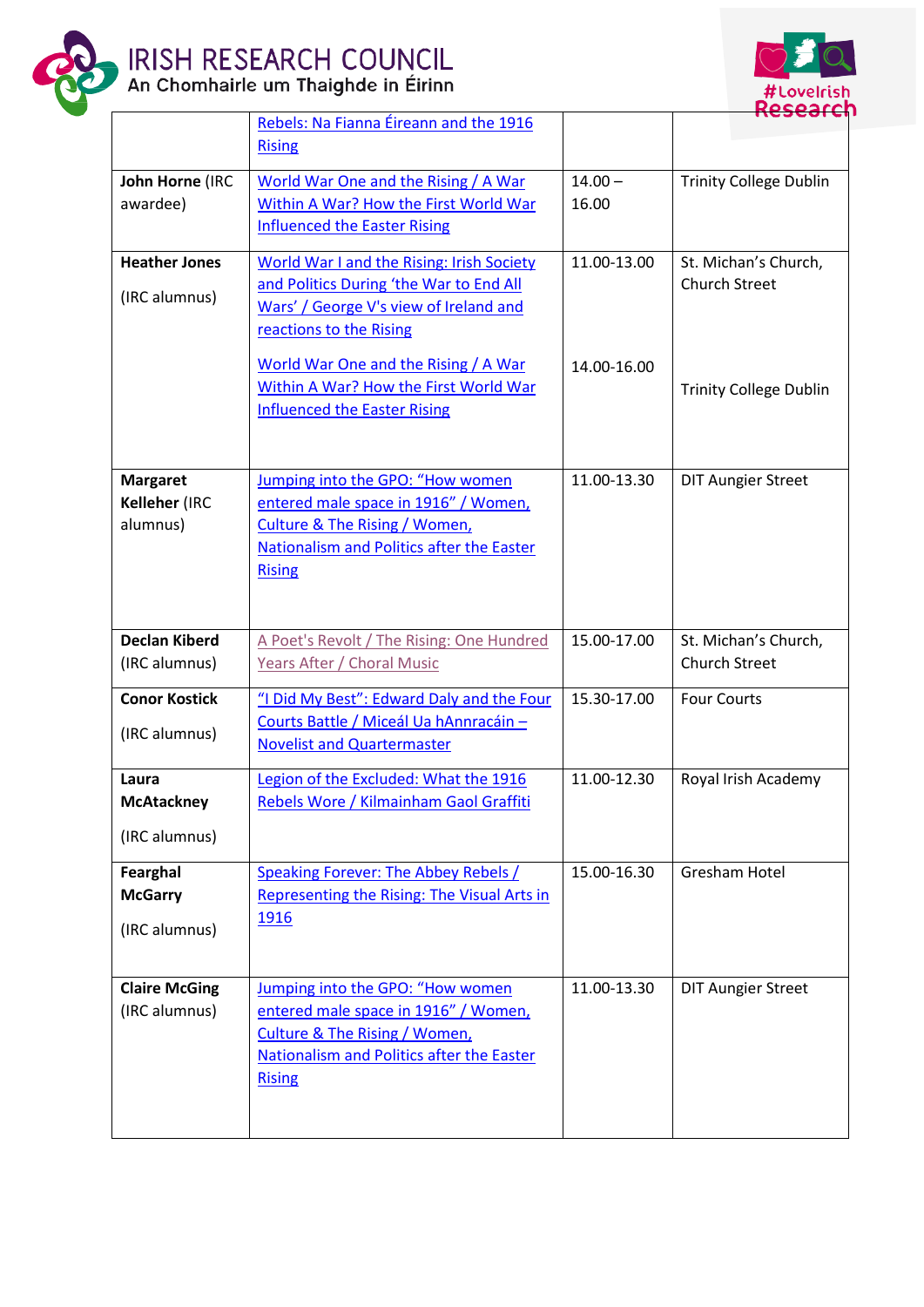| | | | |
|---|---|---|---|
| | Rebels: Na Fianna Éireann and the 1916 Rising | | |
| **John Horne** (IRC awardee) | World War One and the Rising / A War Within A War? How the First World War Influenced the Easter Rising | 14.00 – 16.00 | Trinity College Dublin |
| **Heather Jones** (IRC alumnus) | World War I and the Rising: Irish Society and Politics During 'the War to End All Wars' / George V's view of Ireland and reactions to the Rising<br><br>World War One and the Rising / A War Within A War? How the First World War Influenced the Easter Rising | 11.00-13.00<br><br>14.00-16.00 | St. Michan's Church, Church Street<br><br>Trinity College Dublin |
| **Margaret Kelleher** (IRC alumnus) | Jumping into the GPO: "How women entered male space in 1916" / Women, Culture & The Rising / Women, Nationalism and Politics after the Easter Rising | 11.00-13.30 | DIT Aungier Street |
| **Declan Kiberd** (IRC alumnus) | A Poet's Revolt / The Rising: One Hundred Years After / Choral Music | 15.00-17.00 | St. Michan's Church, Church Street |
| **Conor Kostick** (IRC alumnus) | "I Did My Best": Edward Daly and the Four Courts Battle / Miceál Ua hAnnracáin – Novelist and Quartermaster | 15.30-17.00 | Four Courts |
| **Laura McAtackney** (IRC alumnus) | Legion of the Excluded: What the 1916 Rebels Wore / Kilmainham Gaol Graffiti | 11.00-12.30 | Royal Irish Academy |
| **Fearghal McGarry** (IRC alumnus) | Speaking Forever: The Abbey Rebels / Representing the Rising: The Visual Arts in 1916 | 15.00-16.30 | Gresham Hotel |
| **Claire McGing** (IRC alumnus) | Jumping into the GPO: "How women entered male space in 1916" / Women, Culture & The Rising / Women, Nationalism and Politics after the Easter Rising | 11.00-13.30 | DIT Aungier Street |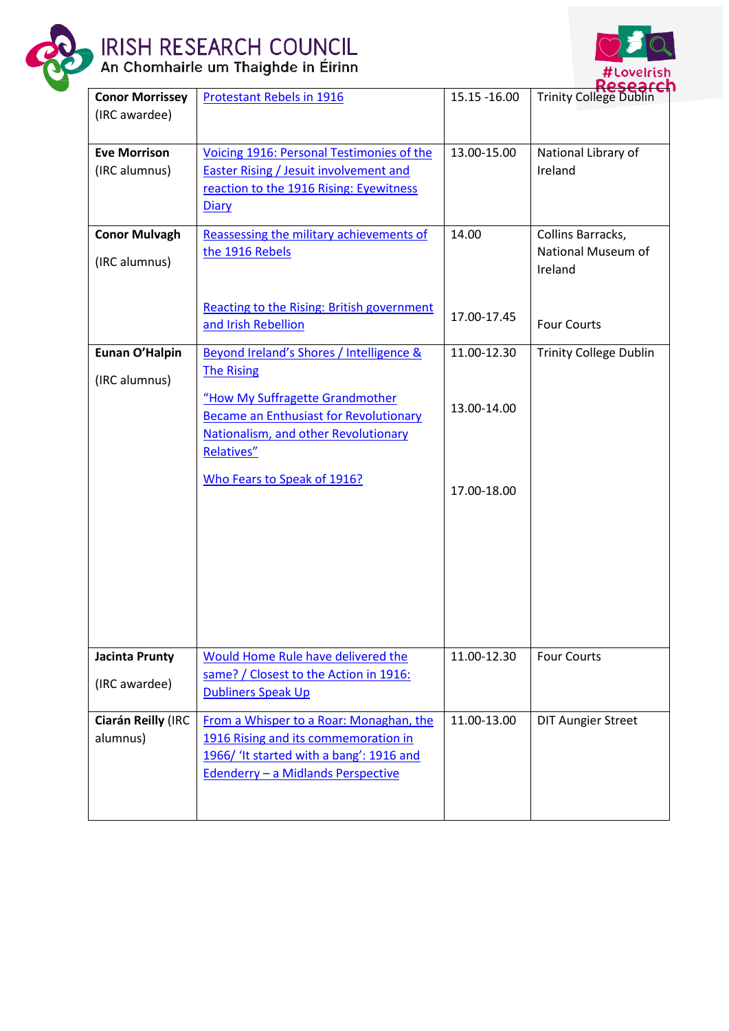| **Conor Morrissey** (IRC awardee) | Protestant Rebels in 1916 | 15.15 -16.00 | Trinity College Dublin |
|---|---|---|---|
| **Eve Morrison** (IRC alumnus) | Voicing 1916: Personal Testimonies of the Easter Rising / Jesuit involvement and reaction to the 1916 Rising: Eyewitness Diary | 13.00-15.00 | National Library of Ireland |
| **Conor Mulvagh** (IRC alumnus) | Reassessing the military achievements of the 1916 Rebels<br><br>Reacting to the Rising: British government and Irish Rebellion | 14.00<br><br>17.00-17.45 | Collins Barracks, National Museum of Ireland<br><br>Four Courts |
| **Eunan O'Halpin** (IRC alumnus) | Beyond Ireland's Shores / Intelligence & The Rising<br><br>"How My Suffragette Grandmother Became an Enthusiast for Revolutionary Nationalism, and other Revolutionary Relatives"<br><br>Who Fears to Speak of 1916? | 11.00-12.30<br><br>13.00-14.00<br><br>17.00-18.00 | Trinity College Dublin |
| **Jacinta Prunty** (IRC awardee) | Would Home Rule have delivered the same? / Closest to the Action in 1916: Dubliners Speak Up | 11.00-12.30 | Four Courts |
| **Ciarán Reilly** (IRC alumnus) | From a Whisper to a Roar: Monaghan, the 1916 Rising and its commemoration in 1966/ 'It started with a bang': 1916 and Edenderry – a Midlands Perspective | 11.00-13.00 | DIT Aungier Street |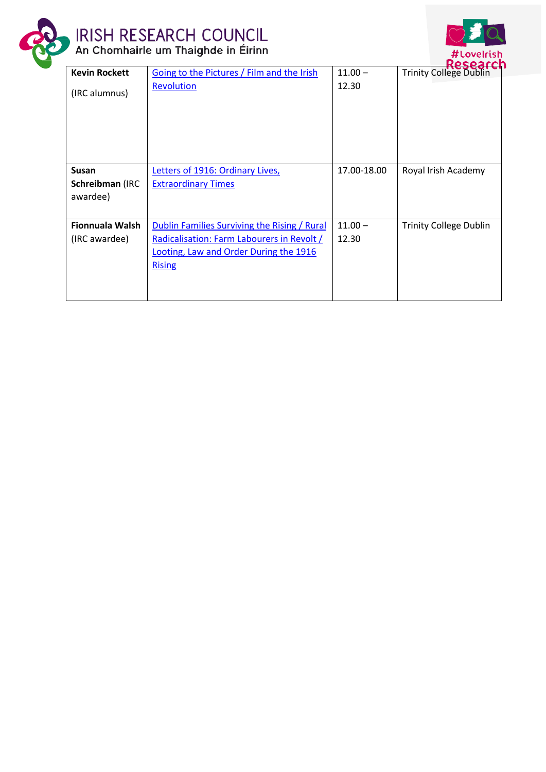| | | | |
|---|---|---|---|
| **Kevin Rockett** (IRC alumnus) | Going to the Pictures / Film and the Irish Revolution | 11.00 – 12.30 | Trinity College Dublin |
| **Susan Schreibman** (IRC awardee) | Letters of 1916: Ordinary Lives, Extraordinary Times | 17.00-18.00 | Royal Irish Academy |
| **Fionnuala Walsh** (IRC awardee) | Dublin Families Surviving the Rising / Rural Radicalisation: Farm Labourers in Revolt / Looting, Law and Order During the 1916 Rising | 11.00 – 12.30 | Trinity College Dublin |